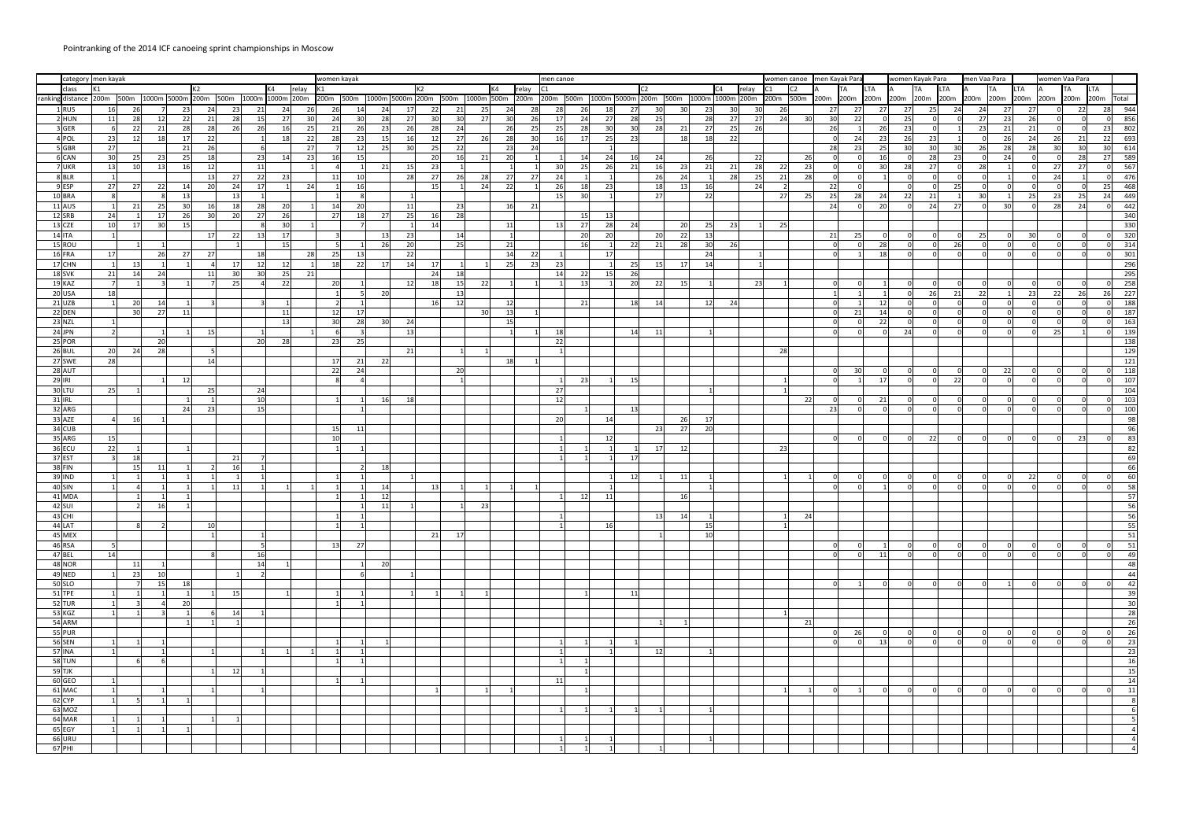# Pointranking of the 2014 ICF canoeing sprint championships in Moscow

| category | | men kayak | | | | | | | | | women kayak | | | | | | | | | men canoe | | | | | | | | | women canoe | | men Kayak Para | | | women Kayak Para | | | men Vaa Para | | | women Vaa Para | | | |
|---|---|---|---|---|---|---|---|---|---|---|---|---|---|---|---|---|---|---|---|---|---|---|---|---|---|---|---|---|---|---|---|---|---|---|---|---|---|---|---|---|---|---|---|
| class | | K1 | | | | K2 | | | K4 | relay | K1 | | | | K2 | | | K4 | relay | C1 | | | | C2 | | | C4 | relay | C1 | C2 | A | TA | LTA | A | TA | LTA | A | TA | LTA | A | TA | LTA | |
| ranking | distance | 200m | 500m | 1000m | 5000m | 200m | 500m | 1000m | 1000m | 200m | 200m | 500m | 1000m | 5000m | 200m | 500m | 1000m | 500m | 200m | 200m | 500m | 1000m | 5000m | 200m | 500m | 1000m | 1000m | 200m | 200m | 500m | 200m | 200m | 200m | 200m | 200m | 200m | 200m | 200m | 200m | 200m | 200m | 200m | Total |
| 1 | RUS | 16 | 26 | 7 | 23 | 24 | 23 | 21 | 24 | 26 | 26 | 14 | 24 | 17 | 22 | 21 | 25 | 24 | 28 | 28 | 26 | 18 | 27 | 30 | 30 | 23 | 30 | 30 | 26 | | 27 | 27 | 27 | 27 | 25 | 24 | 24 | 27 | 27 | 0 | 22 | 28 | 944 |
| 2 | HUN | 11 | 28 | 12 | 22 | 21 | 28 | 15 | 27 | 30 | 24 | 30 | 28 | 27 | 30 | 30 | 27 | 30 | 26 | 17 | 24 | 27 | 28 | 25 | | 28 | 27 | 27 | 24 | 30 | 30 | 22 | 0 | 25 | 0 | 0 | 27 | 23 | 26 | 0 | 0 | 0 | 856 |
| 3 | GER | 6 | 22 | 21 | 28 | 28 | 26 | 26 | 16 | 25 | 21 | 26 | 23 | 26 | 28 | 24 | | 26 | 25 | 25 | 28 | 30 | 30 | 28 | 21 | 27 | 25 | 26 | | | 26 | 1 | 26 | 23 | 0 | 1 | 23 | 21 | 21 | 0 | 0 | 23 | 802 |
| 4 | POL | 23 | 12 | 18 | 17 | 22 | | 1 | 18 | 22 | 28 | 23 | 15 | 16 | 12 | 27 | 26 | 28 | 30 | 16 | 17 | 25 | 23 | | 18 | 18 | 22 | | | | 0 | 24 | 23 | 26 | 23 | 1 | 0 | 26 | 24 | 26 | 21 | 22 | 693 |
| 5 | GBR | 27 | | | 21 | 26 | | 6 | | 27 | 7 | 12 | 25 | 30 | 25 | 22 | | 23 | 24 | | | 1 | | | | | | | | | 28 | 23 | 25 | 30 | 30 | 30 | 26 | 28 | 28 | 30 | 30 | 30 | 614 |
| 6 | CAN | 30 | 25 | 23 | 25 | 18 | | 23 | 14 | 23 | 16 | 15 | | | 20 | 16 | 21 | 20 | 1 | 1 | 14 | 24 | 16 | 24 | | 26 | | 22 | | 26 | 0 | 0 | 16 | 0 | 28 | 23 | 0 | 24 | 0 | 0 | 28 | 27 | 589 |
| 7 | UKR | 13 | 10 | 13 | 16 | 12 | | 11 | | 1 | 4 | 1 | 21 | 15 | 23 | 1 | | 1 | 1 | 30 | 25 | 26 | 21 | 16 | 23 | 21 | 21 | 28 | 22 | 23 | 0 | 0 | 30 | 28 | 27 | 0 | 28 | 1 | 0 | 27 | 27 | 0 | 567 |
| 8 | BLR | 1 | | | 13 | 27 | 22 | 23 | | | 11 | 10 | | 28 | 27 | 26 | 28 | 27 | 27 | 24 | 1 | | | 26 | 24 | 1 | 28 | 25 | 21 | 28 | 0 | 0 | | 1 | 0 | 0 | | 1 | 0 | 24 | 1 | 0 | 476 |
| 9 | ESP | 27 | 27 | 22 | 14 | 20 | 24 | 17 | 1 | 24 | 1 | 16 | | | 15 | 1 | 24 | 22 | 1 | 26 | 18 | 23 | | 18 | 13 | 16 | | 24 | 2 | | 22 | 0 | | 0 | 0 | 25 | 0 | 0 | | 0 | 0 | 25 | 468 |
| 10 | BRA | 8 | | 8 | 13 | | | 13 | 1 | | 1 | 8 | | 1 | | | | | | 15 | 30 | 1 | | 27 | | | 22 | | 27 | 25 | 25 | 28 | 24 | 22 | 21 | 1 | 30 | 1 | 25 | 23 | 25 | 24 | 449 |
| 11 | AUS | 1 | 21 | 25 | 30 | 16 | 18 | 28 | 20 | 1 | 14 | 20 | | 11 | | 23 | | 16 | 21 | | | | | | | | | | | | 24 | 0 | 20 | 0 | 24 | 27 | 0 | 30 | 0 | 28 | 24 | 0 | 442 |
| 12 | SRB | 24 | 1 | 17 | 26 | 30 | 20 | 27 | 26 | | 27 | 18 | 27 | 25 | 16 | 28 | | | | | 15 | 13 | | | | | | | | | | | | | | | | | | | | | 340 |
| 13 | CZE | 10 | 17 | 30 | 15 | | | 8 | 30 | 1 | | 7 | | 1 | 14 | | | 11 | | 13 | 27 | 28 | 24 | | 20 | 25 | 23 | 1 | 25 | | | | | | | | | | | | | | 330 |
| 14 | ITA | 1 | | | | 17 | 22 | 13 | 17 | | 3 | | 13 | 23 | | 14 | | 1 | | | 20 | 20 | | 20 | 22 | 13 | | | | | 21 | 25 | 0 | 0 | 0 | 0 | 25 | 0 | 30 | 0 | 0 | 0 | 320 |
| 15 | ROU | | 1 | 1 | | | | 1 | 15 | | 5 | 1 | 26 | 20 | | 25 | | 21 | | | 16 | 1 | 22 | 21 | 28 | 30 | 26 | | | | 0 | 0 | 28 | 0 | 0 | 26 | 0 | 0 | 0 | 0 | 0 | 0 | 314 |
| 16 | FRA | 17 | | 26 | 27 | 27 | | 18 | | 28 | 25 | 13 | | 22 | | | | 14 | 22 | 1 | | 17 | | | | | 24 | 1 | | | 0 | 1 | 18 | 0 | 0 | 0 | 0 | 0 | 0 | 0 | 0 | 0 | 301 |
| 17 | CHN | 1 | 13 | 1 | 1 | 4 | 17 | 12 | 12 | 1 | 18 | 22 | 17 | 14 | 17 | 1 | 1 | 25 | 23 | 23 | | 1 | 25 | 15 | 17 | 14 | | 1 | | | | | | | | | | | | | | | 296 |
| 18 | SVK | 21 | 14 | 24 | | 11 | 30 | 30 | 25 | 21 | | | | | 24 | 18 | | | | 14 | 22 | 15 | 26 | | | | | | | | | | | | | | | | | | | | 295 |
| 19 | KAZ | 7 | 1 | 3 | 1 | 7 | 25 | 4 | 22 | | 20 | 1 | | 12 | 18 | 15 | 22 | 1 | 1 | 1 | 13 | 1 | 20 | 22 | 15 | 1 | | 23 | 1 | | 0 | 0 | 1 | 0 | 0 | 0 | 0 | 0 | 0 | 0 | 0 | 0 | 258 |
| 20 | USA | 18 | | | | | | | | | 1 | 5 | 20 | | | 13 | | | | | | | | | | | | | | | 1 | 1 | 1 | 0 | 26 | 21 | 22 | 1 | 23 | 22 | 26 | 26 | 227 |
| 21 | UZB | 1 | 20 | 14 | 1 | 3 | | 3 | 1 | | 2 | 1 | | | 16 | 12 | | 12 | | | 21 | | 18 | 14 | | 12 | 24 | | | | 0 | 1 | 12 | 0 | 0 | 0 | 0 | 0 | 0 | 0 | 0 | 0 | 188 |
| 22 | DEN | | 30 | 27 | 11 | | | | 11 | | 12 | 17 | | | | | 30 | 13 | 1 | | | | | | | | | | | | 0 | 21 | 14 | 0 | 0 | 0 | 0 | 0 | 0 | 0 | 0 | 0 | 187 |
| 23 | NZL | 1 | | | | | | | 13 | | 30 | 28 | 30 | 24 | | | | 15 | | | | | | | | | | | | | 0 | 0 | 22 | 0 | 0 | 0 | 0 | 0 | 0 | 0 | 0 | 0 | 163 |
| 24 | JPN | 2 | | 1 | 1 | 15 | | | 1 | 1 | 6 | 3 | | 13 | | | | 1 | 1 | 18 | | | 14 | 11 | | | 1 | | | | 0 | 0 | 0 | 24 | 0 | 0 | 0 | 0 | 0 | 25 | 1 | 0 | 139 |
| 25 | POR | | | 20 | | | | 20 | 28 | | 23 | 25 | | | | | | | | 22 | | | | | | | | | | | | | | | | | | | | | | | 138 |
| 26 | BUL | 20 | 24 | 28 | | 5 | | | | | | | | 21 | | 1 | 1 | | | 1 | | | | | | | | | 28 | | | | | | | | | | | | | | 129 |
| 27 | SWE | 28 | | | | 14 | | | | | 17 | 21 | 22 | | | | | 18 | 1 | | | | | | | | | | | | | | | | | | | | | | | | 121 |
| 28 | AUT | | | | | | | | | | 22 | 24 | | | | 20 | | | | | | | | | | | | | | | 0 | 30 | 0 | 0 | 0 | 0 | 0 | 22 | 0 | 0 | 0 | 0 | 118 |
| 29 | IRI | | | 1 | 12 | | | | | | 8 | 4 | | | | 1 | | | | 1 | 23 | 1 | 15 | | | | | | 1 | | 0 | 1 | 17 | 0 | 0 | 22 | 0 | 0 | 0 | 0 | 0 | 0 | 107 |
| 30 | LTU | 25 | 1 | | | 25 | | 24 | | | | | | | | | | | | 27 | | | | | | | 1 | | 1 | | | | | | | | | | | | | | 104 |
| 31 | IRL | | | | 1 | 1 | | 10 | | | 1 | 1 | 16 | 18 | | | | | | 12 | | | | | | | | | | 22 | 0 | 0 | 21 | 0 | 0 | 0 | 0 | 0 | 0 | 0 | 0 | 0 | 103 |
| 32 | ARG | | | | 24 | 23 | | 15 | | | | 1 | | | | | | | | | 1 | | 13 | | | | | | | | 23 | 0 | 0 | 0 | 0 | 0 | 0 | 0 | 0 | 0 | 0 | 0 | 100 |
| 33 | AZE | 4 | 16 | 1 | | | | | | | | | | | | | | | | 20 | | 14 | | | | 26 | 17 | | | | | | | | | | | | | | | | 98 |
| 34 | CUB | | | | | | | | | | 15 | 11 | | | | | | | | | | | | | 23 | 27 | 20 | | | | | | | | | | | | | | | | 96 |
| 35 | ARG | 15 | | | | | | | | | 10 | | | | | | | | | 1 | | | 12 | | | | | | | | 0 | 0 | 0 | 0 | 22 | 0 | 0 | 0 | 0 | 0 | 23 | 0 | 83 |
| 36 | ECU | 22 | 1 | | 1 | | | | | | 1 | 1 | | | | | | | | 1 | 1 | 1 | 1 | 17 | 12 | | | | 23 | | | | | | | | | | | | | | 82 |
| 37 | EST | 3 | 18 | | | | 21 | 7 | | | | | | | | | | | | 1 | 1 | 1 | 17 | | | | | | | | | | | | | | | | | | | | 69 |
| 38 | FIN | | 15 | 11 | 1 | 2 | 16 | 1 | | | | 2 | 18 | | | | | | | | | | | | | | | | | | | | | | | | | | | | | | 66 |
| 39 | IND | 1 | 1 | 1 | 1 | 1 | 1 | 1 | | | 1 | 1 | | 1 | | | | | | | | | 1 | 12 | 1 | 11 | 1 | | 1 | 1 | 0 | 0 | 0 | 0 | 0 | 0 | 0 | 0 | 22 | 0 | 0 | 0 | 60 |
| 40 | SIN | 1 | 4 | 1 | 1 | 1 | 11 | 1 | 1 | 1 | 1 | 1 | 14 | | 13 | 1 | 1 | 1 | 1 | | | 1 | | | | 1 | | | | | 0 | 0 | 1 | 0 | 0 | 0 | 0 | 0 | 0 | 0 | 0 | 0 | 58 |
| 41 | MDA | | 1 | 1 | 1 | | | | | | 1 | 1 | 12 | | | | | | | 1 | 12 | 11 | | | 16 | | | | | | | | | | | | | | | | | | 57 |
| 42 | SUI | | 2 | 16 | 1 | | | | | | | 1 | 11 | 1 | | 1 | 23 | | | | | | | | | | | | | | | | | | | | | | | | | | 56 |
| 43 | CHI | | | | | | | | | | 1 | 1 | | | | | | | | 1 | | | | 13 | 14 | 1 | | | 1 | 24 | | | | | | | | | | | | | 56 |
| 44 | LAT | | 8 | 2 | | 10 | | | | | 1 | 1 | | | | | | | | 1 | | 16 | | | | | 15 | | 1 | | | | | | | | | | | | | | 55 |
| 45 | MEX | | | | | 1 | | | 1 | | | | | | 21 | 17 | | | | | | | | 1 | | | 10 | | | | | | | | | | | | | | | | 51 |
| 46 | RSA | 5 | | | | | | 5 | | | 13 | 27 | | | | | | | | | | | | | | | | | | | 0 | 0 | 1 | 0 | 0 | 0 | 0 | 0 | 0 | 0 | 0 | 0 | 51 |
| 47 | BEL | 14 | | | | 8 | | 16 | | | | | | | | | | | | | | | | | | | | | | | 0 | 0 | 11 | 0 | 0 | 0 | 0 | 0 | 0 | 0 | 0 | 0 | 49 |
| 48 | NOR | | 11 | 1 | | | | 14 | 1 | | | 1 | 20 | | | | | | | | | | | | | | | | | | | | | | | | | | | | | | 48 |
| 49 | NED | 1 | 23 | 10 | | | 1 | 2 | | | | 6 | | 1 | | | | | | | | | | | | | | | | | | | | | | | | | | | | | 44 |
| 50 | SLO | | 7 | 15 | 18 | | | | | | | | | | | | | | | | | | | | | | | | | | 0 | 1 | 0 | 0 | 0 | 0 | 0 | 1 | 0 | 0 | 0 | 0 | 42 |
| 51 | TPE | 1 | 1 | 1 | 1 | 1 | 15 | | 1 | | 1 | 1 | | 1 | 1 | 1 | 1 | | | | 1 | | | 11 | | | | | | | | | | | | | | | | | | | 39 |
| 52 | TUR | 1 | 3 | 4 | 20 | | | | | | 1 | 1 | | | | | | | | | | | | | | | | | | | | | | | | | | | | | | | 30 |
| 53 | KGZ | 1 | 1 | 3 | 1 | 6 | 14 | 1 | | | | | | | | | | | | | | | | | | | | | 1 | | | | | | | | | | | | | | 28 |
| 54 | ARM | | | | 1 | 1 | 1 | | | | | | | | | | | | | | | | | 1 | 1 | | | | | 21 | | | | | | | | | | | | | 26 |
| 55 | PUR | | | | | | | | | | | | | | | | | | | | | | | | | | | | | | 0 | 26 | 0 | 0 | 0 | 0 | 0 | 0 | 0 | 0 | 0 | 0 | 26 |
| 56 | SEN | 1 | 1 | 1 | | | | | | | 1 | 1 | 1 | | | | | | | 1 | 1 | 1 | 1 | | | | | | | | 0 | 0 | 13 | 0 | 0 | 0 | 0 | 0 | 0 | 0 | 0 | 0 | 23 |
| 57 | INA | 1 | | 1 | | 1 | | 1 | 1 | 1 | 1 | 1 | | | | | | | | 1 | | 1 | | | 12 | | 1 | | | | | | | | | | | | | | | | 23 |
| 58 | TUN | | 6 | 6 | | | | | | | 1 | 1 | | | | | | | | 1 | 1 | | | | | | | | | | | | | | | | | | | | | | 16 |
| 59 | TJK | | | | | 1 | 12 | 1 | | | | | | | | | | | | | 1 | | | | | | | | | | | | | | | | | | | | | | 15 |
| 60 | GEO | 1 | | | | | | | | | 1 | 1 | | | | | | | | 11 | 1 | | | | | | | | | | | | | | | | | | | | | | 14 |
| 61 | MAC | 1 | | 1 | | 1 | | 1 | | | | | | | 1 | | | 1 | 1 | | 1 | | | | | | | | 1 | 1 | 0 | 1 | 0 | 0 | 0 | 0 | 0 | 0 | 0 | 0 | 0 | 0 | 11 |
| 62 | CYP | 1 | 5 | 1 | 1 | | | | | | | | | | | | | | | | | | | | | | | | | | | | | | | | | | | | | | 8 |
| 63 | MOZ | | | | | | | | | | | | | | | | | | | 1 | 1 | 1 | 1 | 1 | | | 1 | | | | | | | | | | | | | | | | 6 |
| 64 | MAR | 1 | 1 | 1 | | 1 | 1 | | | | | | | | | | | | | | | | | | | | | | | | | | | | | | | | | | | | 5 |
| 65 | EGY | 1 | 1 | 1 | 1 | | | | | | | | | | | | | | | | | | | | | | | | | | | | | | | | | | | | | | 4 |
| 66 | URU | | | | | | | | | | | | | | | | | | | 1 | 1 | 1 | | | | | 1 | | | | | | | | | | | | | | | | 4 |
| 67 | PHI | | | | | | | | | | | | | | | | | | | 1 | 1 | 1 | | 1 | | | | | | | | | | | | | | | | | | | 4 |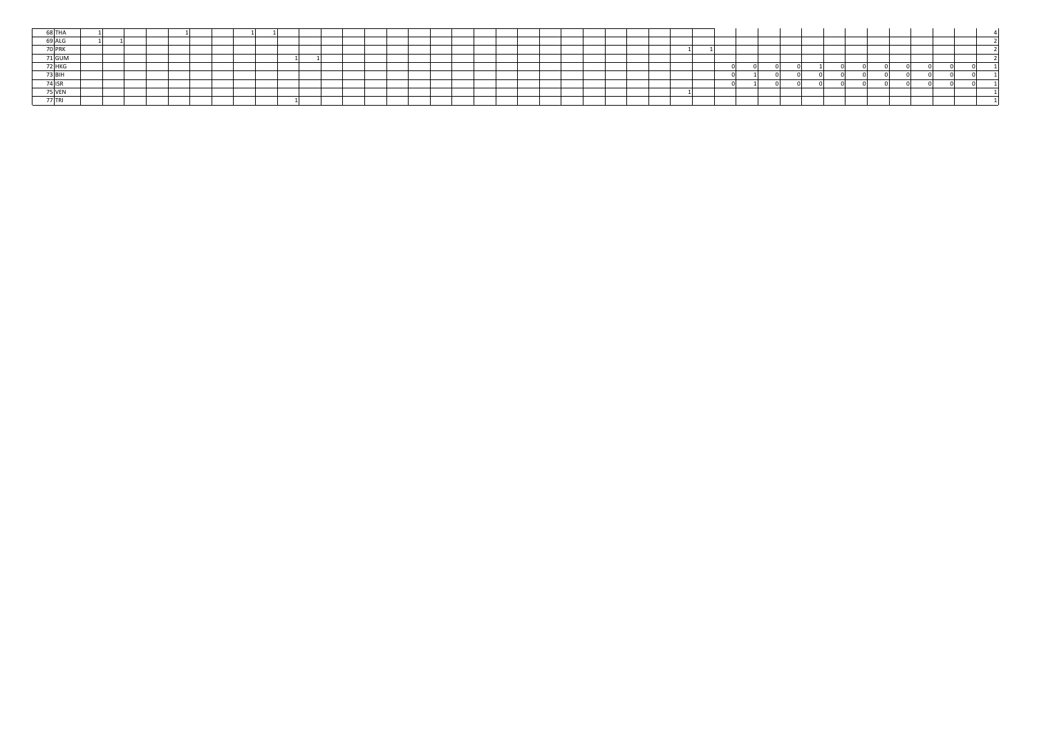| | | | | | | | | | | | | | | | | | | | | | | | | | | | | | | | | | | | | | | | | | | | |
|---|---|---|---|---|---|---|---|---|---|---|---|---|---|---|---|---|---|---|---|---|---|---|---|---|---|---|---|---|---|---|---|---|---|---|---|---|---|---|---|---|---|---|---|
| 68 | THA | 1 | | | | 1 | | | 1 | 1 | | | | | | | | | | | | | | | | | | | | | | | | | | | | | | | | | 4 |
| 69 | ALG | 1 | 1 | | | | | | | | | | | | | | | | | | | | | | | | | | | | | | | | | | | | | | | | 2 |
| 70 | PRK | | | | | | | | | | | | | | | | | | | | | | | | | | | | 1 | 1 | | | | | | | | | | | | | 2 |
| 71 | GUM | | | | | | | | | | 1 | 1 | | | | | | | | | | | | | | | | | | | | | | | | | | | | | | | 2 |
| 72 | HKG | | | | | | | | | | | | | | | | | | | | | | | | | | | | | | 0 | 0 | 0 | 0 | 1 | 0 | 0 | 0 | 0 | 0 | 0 | 0 | 1 |
| 73 | BIH | | | | | | | | | | | | | | | | | | | | | | | | | | | | | | 0 | 1 | 0 | 0 | 0 | 0 | 0 | 0 | 0 | 0 | 0 | 0 | 1 |
| 74 | ISR | | | | | | | | | | | | | | | | | | | | | | | | | | | | | | 0 | 1 | 0 | 0 | 0 | 0 | 0 | 0 | 0 | 0 | 0 | 0 | 1 |
| 75 | VEN | | | | | | | | | | | | | | | | | | | | | | | | | | | | 1 | | | | | | | | | | | | | | 1 |
| 77 | TRI | | | | | | | | | | 1 | | | | | | | | | | | | | | | | | | | | | | | | | | | | | | | | 1 |